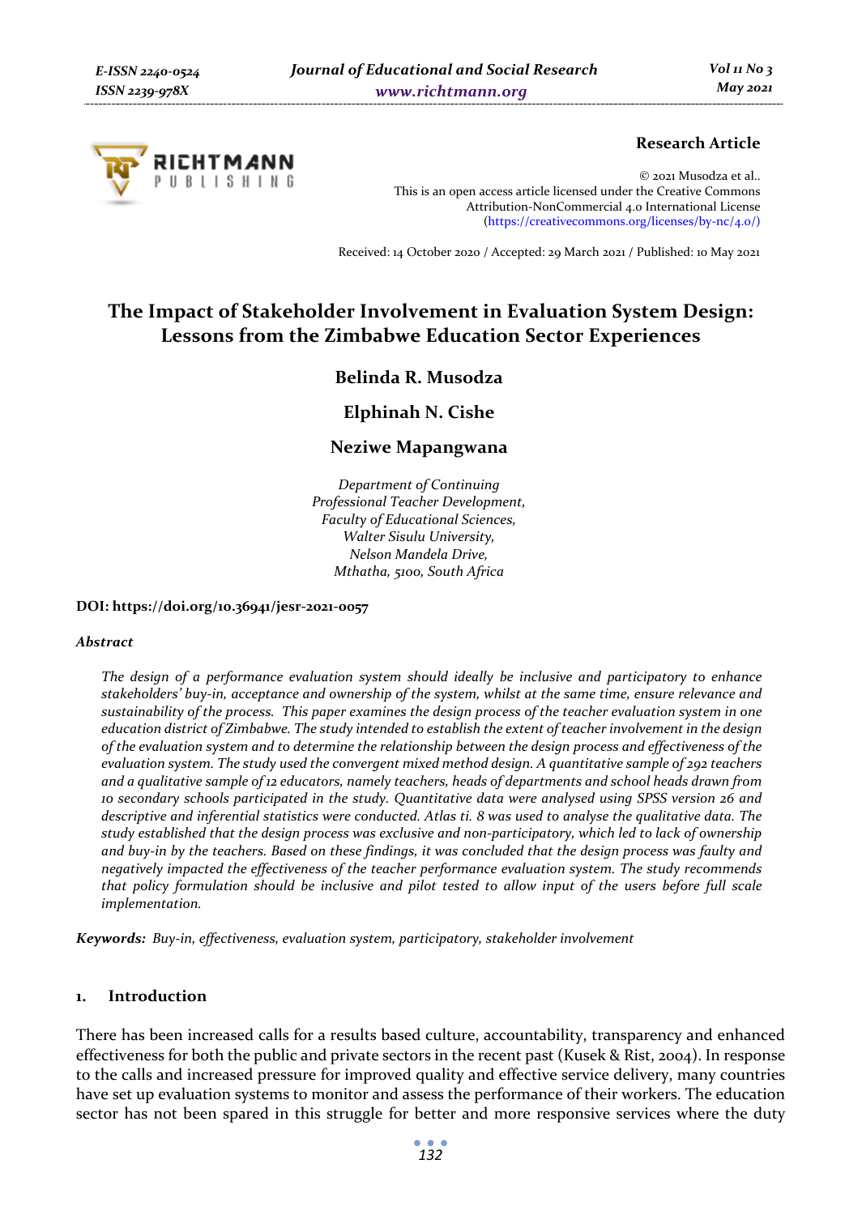Research Article

© 2021 Musodza et al..
This is an open access article licensed under the Creative Commons Attribution-NonCommercial 4.0 International License (https://creativecommons.org/licenses/by-nc/4.0/)

Received: 14 October 2020 / Accepted: 29 March 2021 / Published: 10 May 2021

# The Impact of Stakeholder Involvement in Evaluation System Design: Lessons from the Zimbabwe Education Sector Experiences

**Belinda R. Musodza**

**Elphinah N. Cishe**

**Neziwe Mapangwana**

*Department of Continuing Professional Teacher Development, Faculty of Educational Sciences, Walter Sisulu University, Nelson Mandela Drive, Mthatha, 5100, South Africa*

**DOI: https://doi.org/10.36941/jesr-2021-0057**

***Abstract***

*The design of a performance evaluation system should ideally be inclusive and participatory to enhance stakeholders' buy-in, acceptance and ownership of the system, whilst at the same time, ensure relevance and sustainability of the process. This paper examines the design process of the teacher evaluation system in one education district of Zimbabwe. The study intended to establish the extent of teacher involvement in the design of the evaluation system and to determine the relationship between the design process and effectiveness of the evaluation system. The study used the convergent mixed method design. A quantitative sample of 292 teachers and a qualitative sample of 12 educators, namely teachers, heads of departments and school heads drawn from 10 secondary schools participated in the study. Quantitative data were analysed using SPSS version 26 and descriptive and inferential statistics were conducted. Atlas ti. 8 was used to analyse the qualitative data. The study established that the design process was exclusive and non-participatory, which led to lack of ownership and buy-in by the teachers. Based on these findings, it was concluded that the design process was faulty and negatively impacted the effectiveness of the teacher performance evaluation system. The study recommends that policy formulation should be inclusive and pilot tested to allow input of the users before full scale implementation.*

**Keywords:** *Buy-in, effectiveness, evaluation system, participatory, stakeholder involvement*

## 1. Introduction

There has been increased calls for a results based culture, accountability, transparency and enhanced effectiveness for both the public and private sectors in the recent past (Kusek & Rist, 2004). In response to the calls and increased pressure for improved quality and effective service delivery, many countries have set up evaluation systems to monitor and assess the performance of their workers. The education sector has not been spared in this struggle for better and more responsive services where the duty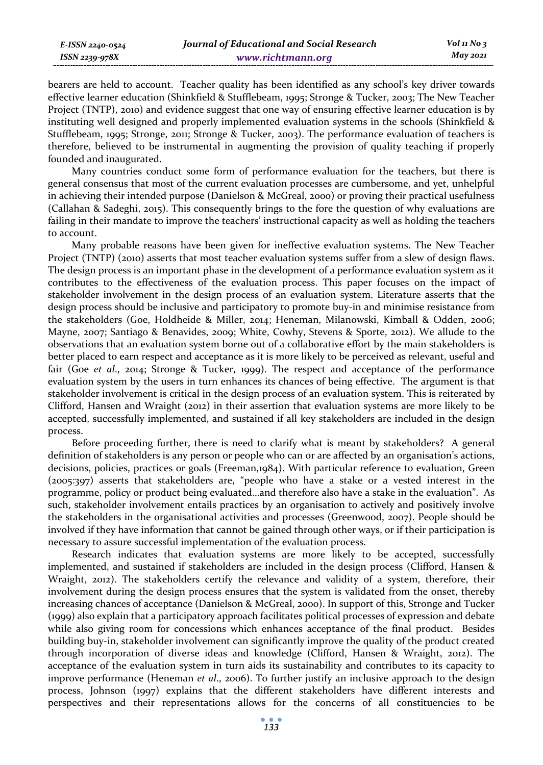bearers are held to account. Teacher quality has been identified as any school's key driver towards effective learner education (Shinkfield & Stufflebeam, 1995; Stronge & Tucker, 2003; The New Teacher Project (TNTP), 2010) and evidence suggest that one way of ensuring effective learner education is by instituting well designed and properly implemented evaluation systems in the schools (Shinkfield & Stufflebeam, 1995; Stronge, 2011; Stronge & Tucker, 2003). The performance evaluation of teachers is therefore, believed to be instrumental in augmenting the provision of quality teaching if properly founded and inaugurated.

Many countries conduct some form of performance evaluation for the teachers, but there is general consensus that most of the current evaluation processes are cumbersome, and yet, unhelpful in achieving their intended purpose (Danielson & McGreal, 2000) or proving their practical usefulness (Callahan & Sadeghi, 2015). This consequently brings to the fore the question of why evaluations are failing in their mandate to improve the teachers' instructional capacity as well as holding the teachers to account.

Many probable reasons have been given for ineffective evaluation systems. The New Teacher Project (TNTP) (2010) asserts that most teacher evaluation systems suffer from a slew of design flaws. The design process is an important phase in the development of a performance evaluation system as it contributes to the effectiveness of the evaluation process. This paper focuses on the impact of stakeholder involvement in the design process of an evaluation system. Literature asserts that the design process should be inclusive and participatory to promote buy-in and minimise resistance from the stakeholders (Goe, Holdheide & Miller, 2014; Heneman, Milanowski, Kimball & Odden, 2006; Mayne, 2007; Santiago & Benavides, 2009; White, Cowhy, Stevens & Sporte, 2012). We allude to the observations that an evaluation system borne out of a collaborative effort by the main stakeholders is better placed to earn respect and acceptance as it is more likely to be perceived as relevant, useful and fair (Goe *et al*., 2014; Stronge & Tucker, 1999). The respect and acceptance of the performance evaluation system by the users in turn enhances its chances of being effective. The argument is that stakeholder involvement is critical in the design process of an evaluation system. This is reiterated by Clifford, Hansen and Wraight (2012) in their assertion that evaluation systems are more likely to be accepted, successfully implemented, and sustained if all key stakeholders are included in the design process.

Before proceeding further, there is need to clarify what is meant by stakeholders? A general definition of stakeholders is any person or people who can or are affected by an organisation's actions, decisions, policies, practices or goals (Freeman,1984). With particular reference to evaluation, Green (2005:397) asserts that stakeholders are, "people who have a stake or a vested interest in the programme, policy or product being evaluated…and therefore also have a stake in the evaluation". As such, stakeholder involvement entails practices by an organisation to actively and positively involve the stakeholders in the organisational activities and processes (Greenwood, 2007). People should be involved if they have information that cannot be gained through other ways, or if their participation is necessary to assure successful implementation of the evaluation process.

Research indicates that evaluation systems are more likely to be accepted, successfully implemented, and sustained if stakeholders are included in the design process (Clifford, Hansen & Wraight, 2012). The stakeholders certify the relevance and validity of a system, therefore, their involvement during the design process ensures that the system is validated from the onset, thereby increasing chances of acceptance (Danielson & McGreal, 2000). In support of this, Stronge and Tucker (1999) also explain that a participatory approach facilitates political processes of expression and debate while also giving room for concessions which enhances acceptance of the final product. Besides building buy-in, stakeholder involvement can significantly improve the quality of the product created through incorporation of diverse ideas and knowledge (Clifford, Hansen & Wraight, 2012). The acceptance of the evaluation system in turn aids its sustainability and contributes to its capacity to improve performance (Heneman *et al*., 2006). To further justify an inclusive approach to the design process, Johnson (1997) explains that the different stakeholders have different interests and perspectives and their representations allows for the concerns of all constituencies to be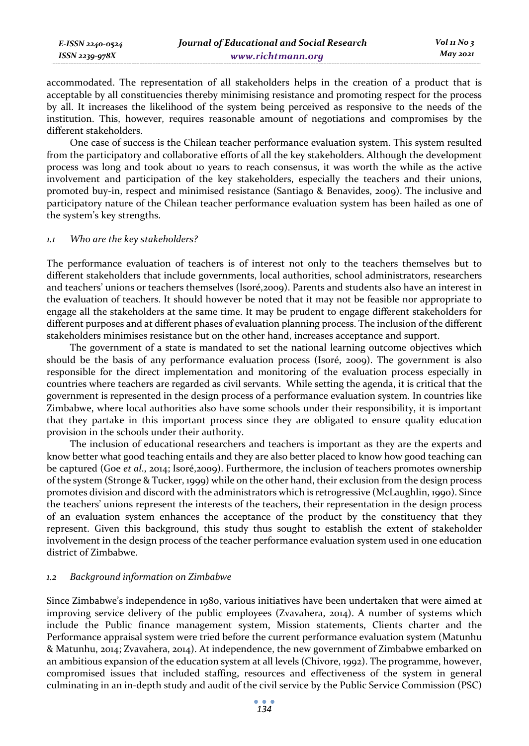accommodated. The representation of all stakeholders helps in the creation of a product that is acceptable by all constituencies thereby minimising resistance and promoting respect for the process by all. It increases the likelihood of the system being perceived as responsive to the needs of the institution. This, however, requires reasonable amount of negotiations and compromises by the different stakeholders.

One case of success is the Chilean teacher performance evaluation system. This system resulted from the participatory and collaborative efforts of all the key stakeholders. Although the development process was long and took about 10 years to reach consensus, it was worth the while as the active involvement and participation of the key stakeholders, especially the teachers and their unions, promoted buy-in, respect and minimised resistance (Santiago & Benavides, 2009). The inclusive and participatory nature of the Chilean teacher performance evaluation system has been hailed as one of the system's key strengths.

### *1.1 Who are the key stakeholders?*

The performance evaluation of teachers is of interest not only to the teachers themselves but to different stakeholders that include governments, local authorities, school administrators, researchers and teachers' unions or teachers themselves (Isoré,2009). Parents and students also have an interest in the evaluation of teachers. It should however be noted that it may not be feasible nor appropriate to engage all the stakeholders at the same time. It may be prudent to engage different stakeholders for different purposes and at different phases of evaluation planning process. The inclusion of the different stakeholders minimises resistance but on the other hand, increases acceptance and support.

The government of a state is mandated to set the national learning outcome objectives which should be the basis of any performance evaluation process (Isoré, 2009). The government is also responsible for the direct implementation and monitoring of the evaluation process especially in countries where teachers are regarded as civil servants. While setting the agenda, it is critical that the government is represented in the design process of a performance evaluation system. In countries like Zimbabwe, where local authorities also have some schools under their responsibility, it is important that they partake in this important process since they are obligated to ensure quality education provision in the schools under their authority.

The inclusion of educational researchers and teachers is important as they are the experts and know better what good teaching entails and they are also better placed to know how good teaching can be captured (Goe *et al*., 2014; Isoré,2009). Furthermore, the inclusion of teachers promotes ownership of the system (Stronge & Tucker, 1999) while on the other hand, their exclusion from the design process promotes division and discord with the administrators which is retrogressive (McLaughlin, 1990). Since the teachers' unions represent the interests of the teachers, their representation in the design process of an evaluation system enhances the acceptance of the product by the constituency that they represent. Given this background, this study thus sought to establish the extent of stakeholder involvement in the design process of the teacher performance evaluation system used in one education district of Zimbabwe.

### *1.2 Background information on Zimbabwe*

Since Zimbabwe's independence in 1980, various initiatives have been undertaken that were aimed at improving service delivery of the public employees (Zvavahera, 2014). A number of systems which include the Public finance management system, Mission statements, Clients charter and the Performance appraisal system were tried before the current performance evaluation system (Matunhu & Matunhu, 2014; Zvavahera, 2014). At independence, the new government of Zimbabwe embarked on an ambitious expansion of the education system at all levels (Chivore, 1992). The programme, however, compromised issues that included staffing, resources and effectiveness of the system in general culminating in an in-depth study and audit of the civil service by the Public Service Commission (PSC)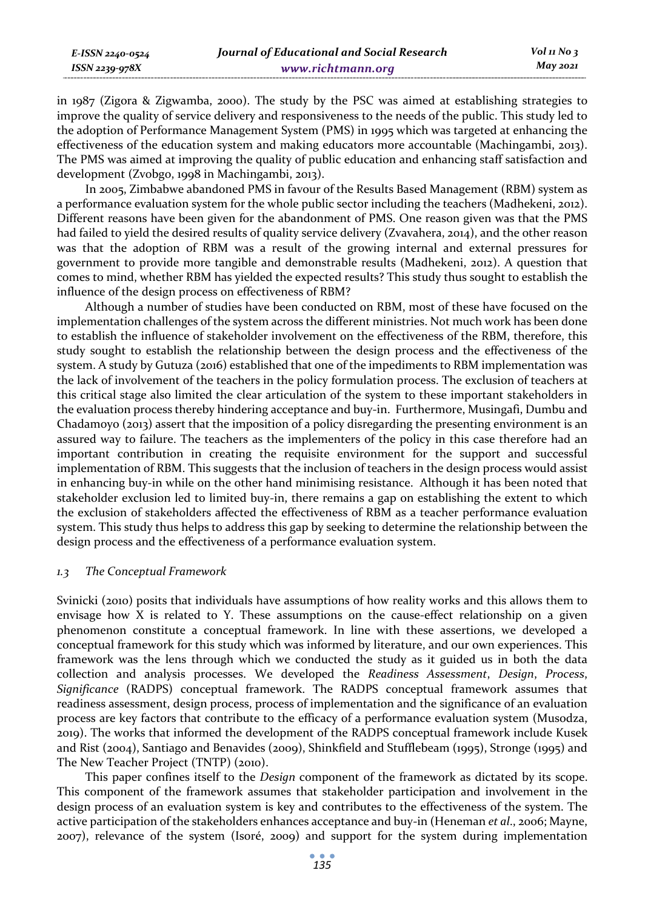in 1987 (Zigora & Zigwamba, 2000). The study by the PSC was aimed at establishing strategies to improve the quality of service delivery and responsiveness to the needs of the public. This study led to the adoption of Performance Management System (PMS) in 1995 which was targeted at enhancing the effectiveness of the education system and making educators more accountable (Machingambi, 2013). The PMS was aimed at improving the quality of public education and enhancing staff satisfaction and development (Zvobgo, 1998 in Machingambi, 2013).

In 2005, Zimbabwe abandoned PMS in favour of the Results Based Management (RBM) system as a performance evaluation system for the whole public sector including the teachers (Madhekeni, 2012). Different reasons have been given for the abandonment of PMS. One reason given was that the PMS had failed to yield the desired results of quality service delivery (Zvavahera, 2014), and the other reason was that the adoption of RBM was a result of the growing internal and external pressures for government to provide more tangible and demonstrable results (Madhekeni, 2012). A question that comes to mind, whether RBM has yielded the expected results? This study thus sought to establish the influence of the design process on effectiveness of RBM?

Although a number of studies have been conducted on RBM, most of these have focused on the implementation challenges of the system across the different ministries. Not much work has been done to establish the influence of stakeholder involvement on the effectiveness of the RBM, therefore, this study sought to establish the relationship between the design process and the effectiveness of the system. A study by Gutuza (2016) established that one of the impediments to RBM implementation was the lack of involvement of the teachers in the policy formulation process. The exclusion of teachers at this critical stage also limited the clear articulation of the system to these important stakeholders in the evaluation process thereby hindering acceptance and buy-in. Furthermore, Musingafi, Dumbu and Chadamoyo (2013) assert that the imposition of a policy disregarding the presenting environment is an assured way to failure. The teachers as the implementers of the policy in this case therefore had an important contribution in creating the requisite environment for the support and successful implementation of RBM. This suggests that the inclusion of teachers in the design process would assist in enhancing buy-in while on the other hand minimising resistance. Although it has been noted that stakeholder exclusion led to limited buy-in, there remains a gap on establishing the extent to which the exclusion of stakeholders affected the effectiveness of RBM as a teacher performance evaluation system. This study thus helps to address this gap by seeking to determine the relationship between the design process and the effectiveness of a performance evaluation system.

### *1.3 The Conceptual Framework*

Svinicki (2010) posits that individuals have assumptions of how reality works and this allows them to envisage how X is related to Y. These assumptions on the cause-effect relationship on a given phenomenon constitute a conceptual framework. In line with these assertions, we developed a conceptual framework for this study which was informed by literature, and our own experiences. This framework was the lens through which we conducted the study as it guided us in both the data collection and analysis processes. We developed the *Readiness Assessment*, *Design*, *Process*, *Significance* (RADPS) conceptual framework. The RADPS conceptual framework assumes that readiness assessment, design process, process of implementation and the significance of an evaluation process are key factors that contribute to the efficacy of a performance evaluation system (Musodza, 2019). The works that informed the development of the RADPS conceptual framework include Kusek and Rist (2004), Santiago and Benavides (2009), Shinkfield and Stufflebeam (1995), Stronge (1995) and The New Teacher Project (TNTP) (2010).

This paper confines itself to the *Design* component of the framework as dictated by its scope. This component of the framework assumes that stakeholder participation and involvement in the design process of an evaluation system is key and contributes to the effectiveness of the system. The active participation of the stakeholders enhances acceptance and buy-in (Heneman *et al*., 2006; Mayne, 2007), relevance of the system (Isoré, 2009) and support for the system during implementation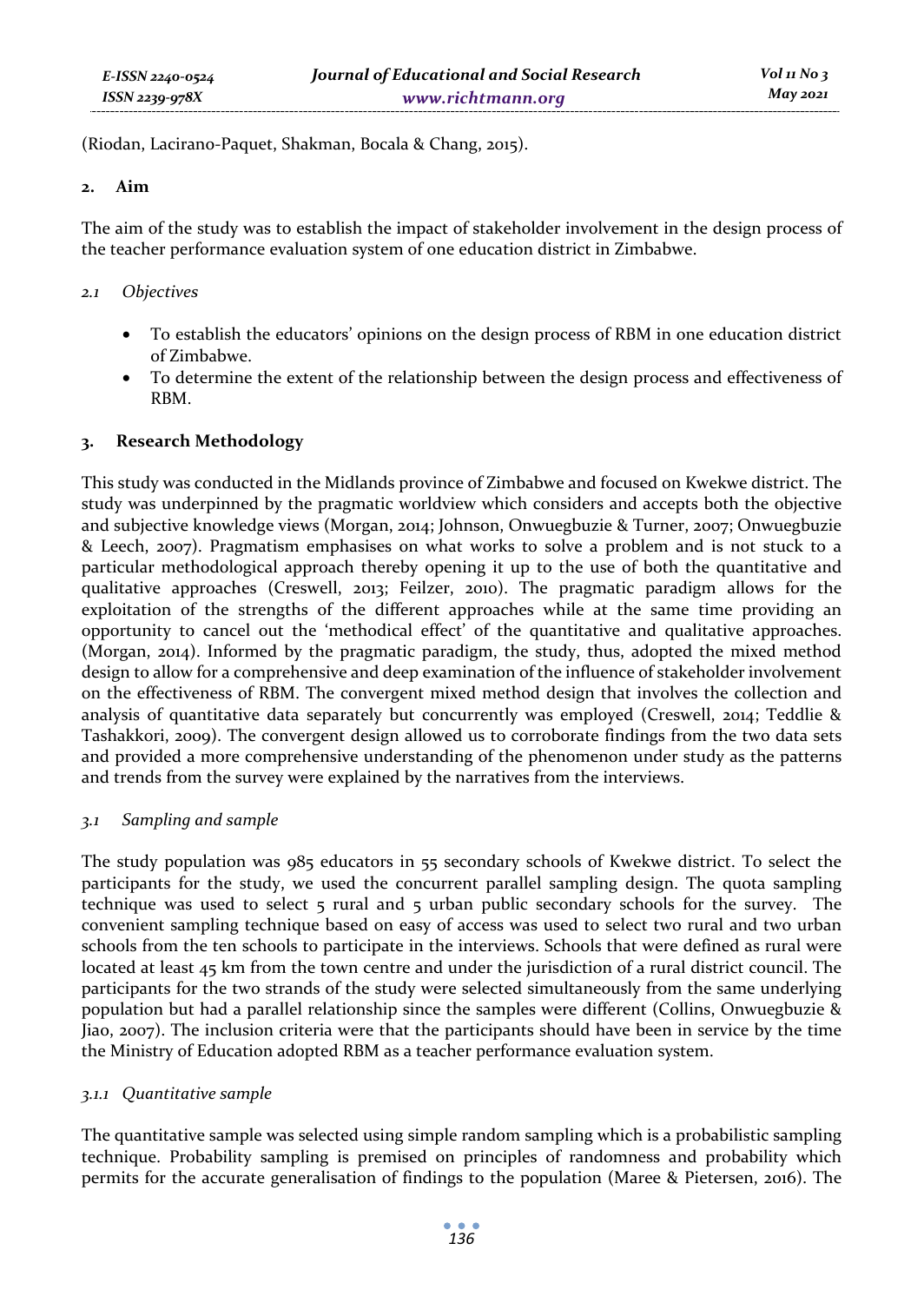(Riodan, Lacirano-Paquet, Shakman, Bocala & Chang, 2015).

## 2. Aim

The aim of the study was to establish the impact of stakeholder involvement in the design process of the teacher performance evaluation system of one education district in Zimbabwe.

### *2.1 Objectives*

- To establish the educators' opinions on the design process of RBM in one education district of Zimbabwe.
- To determine the extent of the relationship between the design process and effectiveness of RBM.

## 3. Research Methodology

This study was conducted in the Midlands province of Zimbabwe and focused on Kwekwe district. The study was underpinned by the pragmatic worldview which considers and accepts both the objective and subjective knowledge views (Morgan, 2014; Johnson, Onwuegbuzie & Turner, 2007; Onwuegbuzie & Leech, 2007). Pragmatism emphasises on what works to solve a problem and is not stuck to a particular methodological approach thereby opening it up to the use of both the quantitative and qualitative approaches (Creswell, 2013; Feilzer, 2010). The pragmatic paradigm allows for the exploitation of the strengths of the different approaches while at the same time providing an opportunity to cancel out the 'methodical effect' of the quantitative and qualitative approaches. (Morgan, 2014). Informed by the pragmatic paradigm, the study, thus, adopted the mixed method design to allow for a comprehensive and deep examination of the influence of stakeholder involvement on the effectiveness of RBM. The convergent mixed method design that involves the collection and analysis of quantitative data separately but concurrently was employed (Creswell, 2014; Teddlie & Tashakkori, 2009). The convergent design allowed us to corroborate findings from the two data sets and provided a more comprehensive understanding of the phenomenon under study as the patterns and trends from the survey were explained by the narratives from the interviews.

### *3.1 Sampling and sample*

The study population was 985 educators in 55 secondary schools of Kwekwe district. To select the participants for the study, we used the concurrent parallel sampling design. The quota sampling technique was used to select 5 rural and 5 urban public secondary schools for the survey. The convenient sampling technique based on easy of access was used to select two rural and two urban schools from the ten schools to participate in the interviews. Schools that were defined as rural were located at least 45 km from the town centre and under the jurisdiction of a rural district council. The participants for the two strands of the study were selected simultaneously from the same underlying population but had a parallel relationship since the samples were different (Collins, Onwuegbuzie & Jiao, 2007). The inclusion criteria were that the participants should have been in service by the time the Ministry of Education adopted RBM as a teacher performance evaluation system.

#### *3.1.1 Quantitative sample*

The quantitative sample was selected using simple random sampling which is a probabilistic sampling technique. Probability sampling is premised on principles of randomness and probability which permits for the accurate generalisation of findings to the population (Maree & Pietersen, 2016). The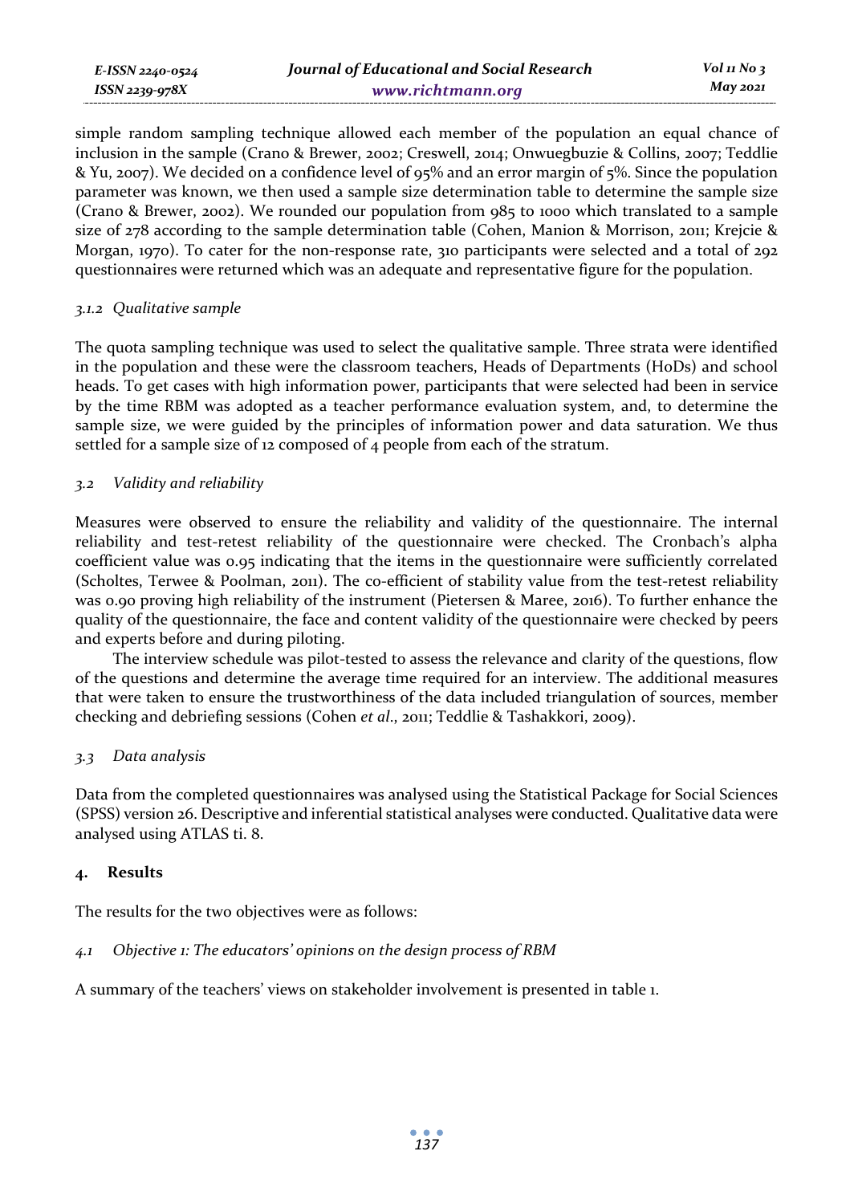simple random sampling technique allowed each member of the population an equal chance of inclusion in the sample (Crano & Brewer, 2002; Creswell, 2014; Onwuegbuzie & Collins, 2007; Teddlie & Yu, 2007). We decided on a confidence level of 95% and an error margin of 5%. Since the population parameter was known, we then used a sample size determination table to determine the sample size (Crano & Brewer, 2002). We rounded our population from 985 to 1000 which translated to a sample size of 278 according to the sample determination table (Cohen, Manion & Morrison, 2011; Krejcie & Morgan, 1970). To cater for the non-response rate, 310 participants were selected and a total of 292 questionnaires were returned which was an adequate and representative figure for the population.

### *3.1.2 Qualitative sample*

The quota sampling technique was used to select the qualitative sample. Three strata were identified in the population and these were the classroom teachers, Heads of Departments (HoDs) and school heads. To get cases with high information power, participants that were selected had been in service by the time RBM was adopted as a teacher performance evaluation system, and, to determine the sample size, we were guided by the principles of information power and data saturation. We thus settled for a sample size of 12 composed of 4 people from each of the stratum.

### *3.2 Validity and reliability*

Measures were observed to ensure the reliability and validity of the questionnaire. The internal reliability and test-retest reliability of the questionnaire were checked. The Cronbach's alpha coefficient value was 0.95 indicating that the items in the questionnaire were sufficiently correlated (Scholtes, Terwee & Poolman, 2011). The co-efficient of stability value from the test-retest reliability was 0.90 proving high reliability of the instrument (Pietersen & Maree, 2016). To further enhance the quality of the questionnaire, the face and content validity of the questionnaire were checked by peers and experts before and during piloting.

The interview schedule was pilot-tested to assess the relevance and clarity of the questions, flow of the questions and determine the average time required for an interview. The additional measures that were taken to ensure the trustworthiness of the data included triangulation of sources, member checking and debriefing sessions (Cohen *et al.*, 2011; Teddlie & Tashakkori, 2009).

### *3.3 Data analysis*

Data from the completed questionnaires was analysed using the Statistical Package for Social Sciences (SPSS) version 26. Descriptive and inferential statistical analyses were conducted. Qualitative data were analysed using ATLAS ti. 8.

## 4. Results

The results for the two objectives were as follows:

### *4.1 Objective 1: The educators' opinions on the design process of RBM*

A summary of the teachers' views on stakeholder involvement is presented in table 1.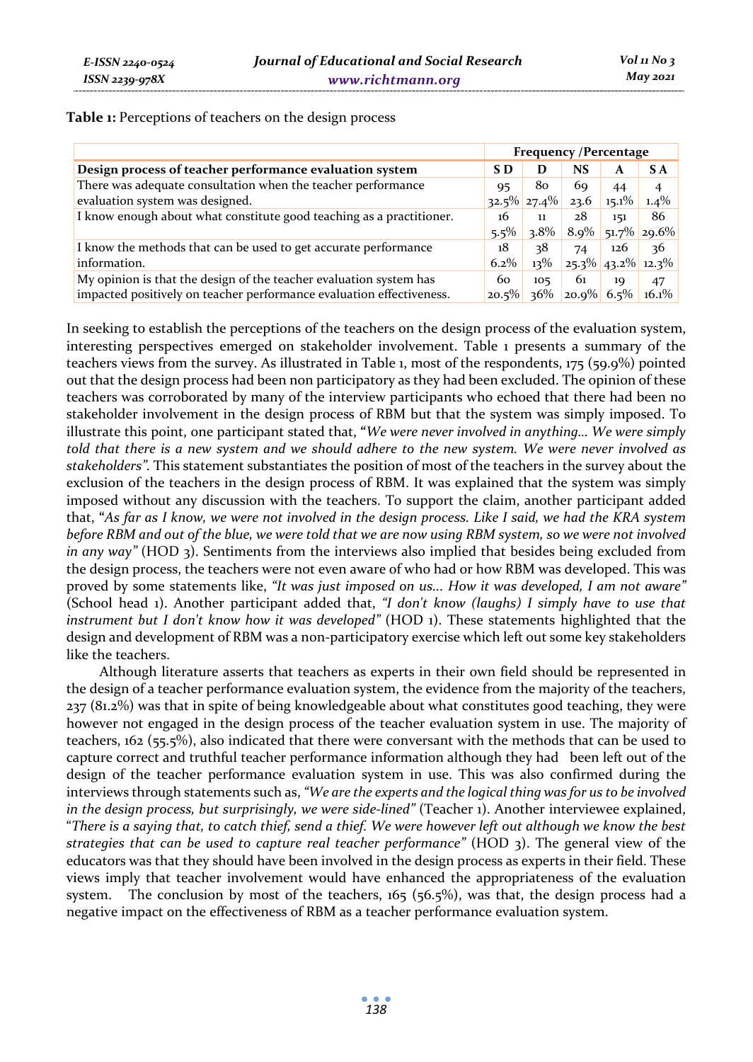**Table 1:** Perceptions of teachers on the design process

| | Frequency /Percentage | | | | |
|---|---|---|---|---|---|
| **Design process of teacher performance evaluation system** | **S D** | **D** | **NS** | **A** | **S A** |
| There was adequate consultation when the teacher performance evaluation system was designed. | 95<br>32.5% | 80<br>27.4% | 69<br>23.6 | 44<br>15.1% | 4<br>1.4% |
| I know enough about what constitute good teaching as a practitioner. | 16<br>5.5% | 11<br>3.8% | 28<br>8.9% | 151<br>51.7% | 86<br>29.6% |
| I know the methods that can be used to get accurate performance information. | 18<br>6.2% | 38<br>13% | 74<br>25.3% | 126<br>43.2% | 36<br>12.3% |
| My opinion is that the design of the teacher evaluation system has impacted positively on teacher performance evaluation effectiveness. | 60<br>20.5% | 105<br>36% | 61<br>20.9% | 19<br>6.5% | 47<br>16.1% |

In seeking to establish the perceptions of the teachers on the design process of the evaluation system, interesting perspectives emerged on stakeholder involvement. Table 1 presents a summary of the teachers views from the survey. As illustrated in Table 1, most of the respondents, 175 (59.9%) pointed out that the design process had been non participatory as they had been excluded. The opinion of these teachers was corroborated by many of the interview participants who echoed that there had been no stakeholder involvement in the design process of RBM but that the system was simply imposed. To illustrate this point, one participant stated that, "*We were never involved in anything... We were simply told that there is a new system and we should adhere to the new system. We were never involved as stakeholders".* This statement substantiates the position of most of the teachers in the survey about the exclusion of the teachers in the design process of RBM. It was explained that the system was simply imposed without any discussion with the teachers. To support the claim, another participant added that, "*As far as I know, we were not involved in the design process. Like I said, we had the KRA system before RBM and out of the blue, we were told that we are now using RBM system, so we were not involved in any way"* (HOD 3). Sentiments from the interviews also implied that besides being excluded from the design process, the teachers were not even aware of who had or how RBM was developed. This was proved by some statements like, *"It was just imposed on us... How it was developed, I am not aware"* (School head 1). Another participant added that, *"I don't know (laughs) I simply have to use that instrument but I don't know how it was developed"* (HOD 1). These statements highlighted that the design and development of RBM was a non-participatory exercise which left out some key stakeholders like the teachers.

Although literature asserts that teachers as experts in their own field should be represented in the design of a teacher performance evaluation system, the evidence from the majority of the teachers, 237 (81.2%) was that in spite of being knowledgeable about what constitutes good teaching, they were however not engaged in the design process of the teacher evaluation system in use. The majority of teachers, 162 (55.5%), also indicated that there were conversant with the methods that can be used to capture correct and truthful teacher performance information although they had been left out of the design of the teacher performance evaluation system in use. This was also confirmed during the interviews through statements such as, *"We are the experts and the logical thing was for us to be involved in the design process, but surprisingly, we were side-lined"* (Teacher 1). Another interviewee explained, "*There is a saying that, to catch thief, send a thief. We were however left out although we know the best strategies that can be used to capture real teacher performance"* (HOD 3). The general view of the educators was that they should have been involved in the design process as experts in their field. These views imply that teacher involvement would have enhanced the appropriateness of the evaluation system. The conclusion by most of the teachers, 165 (56.5%), was that, the design process had a negative impact on the effectiveness of RBM as a teacher performance evaluation system.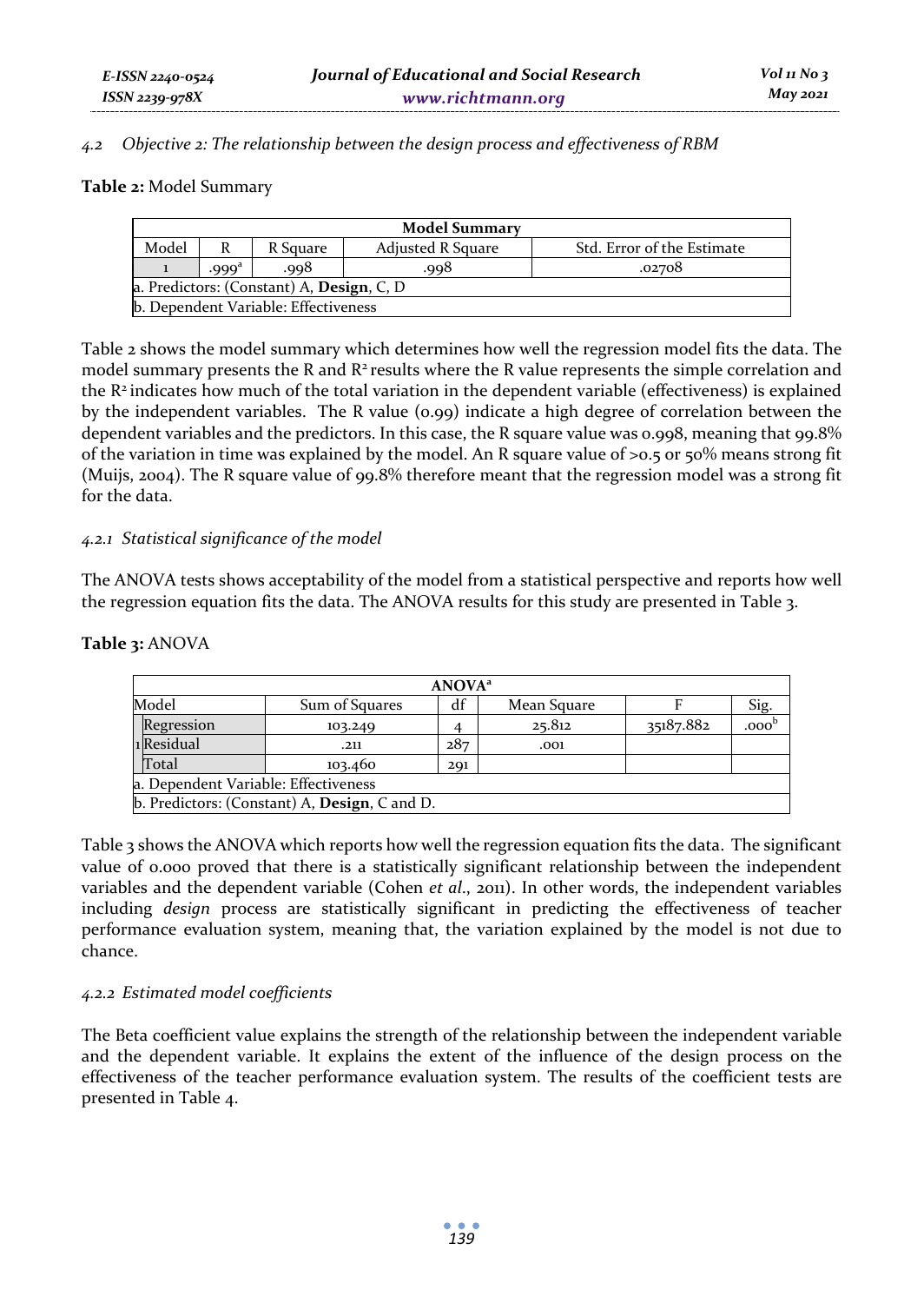*4.2 Objective 2: The relationship between the design process and effectiveness of RBM*

**Table 2:** Model Summary

| Model Summary | | | | |
|---|---|---|---|---|
| Model | R | R Square | Adjusted R Square | Std. Error of the Estimate |
| 1 | .999[a] | .998 | .998 | .02708 |
| a. Predictors: (Constant) A, **Design**, C, D | | | | |
| b. Dependent Variable: Effectiveness | | | | |

Table 2 shows the model summary which determines how well the regression model fits the data. The model summary presents the R and $R^2$ results where the R value represents the simple correlation and the $R^2$ indicates how much of the total variation in the dependent variable (effectiveness) is explained by the independent variables. The R value (0.99) indicate a high degree of correlation between the dependent variables and the predictors. In this case, the R square value was 0.998, meaning that 99.8% of the variation in time was explained by the model. An R square value of >0.5 or 50% means strong fit (Muijs, 2004). The R square value of 99.8% therefore meant that the regression model was a strong fit for the data.

*4.2.1 Statistical significance of the model*

The ANOVA tests shows acceptability of the model from a statistical perspective and reports how well the regression equation fits the data. The ANOVA results for this study are presented in Table 3.

**Table 3:** ANOVA

| ANOVA[a] | | | | | | |
|---|---|---|---|---|---|---|
| Model | | Sum of Squares | df | Mean Square | F | Sig. |
| 1 | Regression | 103.249 | 4 | 25.812 | 35187.882 | .000[b] |
| | Residual | .211 | 287 | .001 | | |
| | Total | 103.460 | 291 | | | |
| a. Dependent Variable: Effectiveness | | | | | | |
| b. Predictors: (Constant) A, **Design**, C and D. | | | | | | |

Table 3 shows the ANOVA which reports how well the regression equation fits the data. The significant value of 0.000 proved that there is a statistically significant relationship between the independent variables and the dependent variable (Cohen *et al*., 2011). In other words, the independent variables including *design* process are statistically significant in predicting the effectiveness of teacher performance evaluation system, meaning that, the variation explained by the model is not due to chance.

*4.2.2 Estimated model coefficients*

The Beta coefficient value explains the strength of the relationship between the independent variable and the dependent variable. It explains the extent of the influence of the design process on the effectiveness of the teacher performance evaluation system. The results of the coefficient tests are presented in Table 4.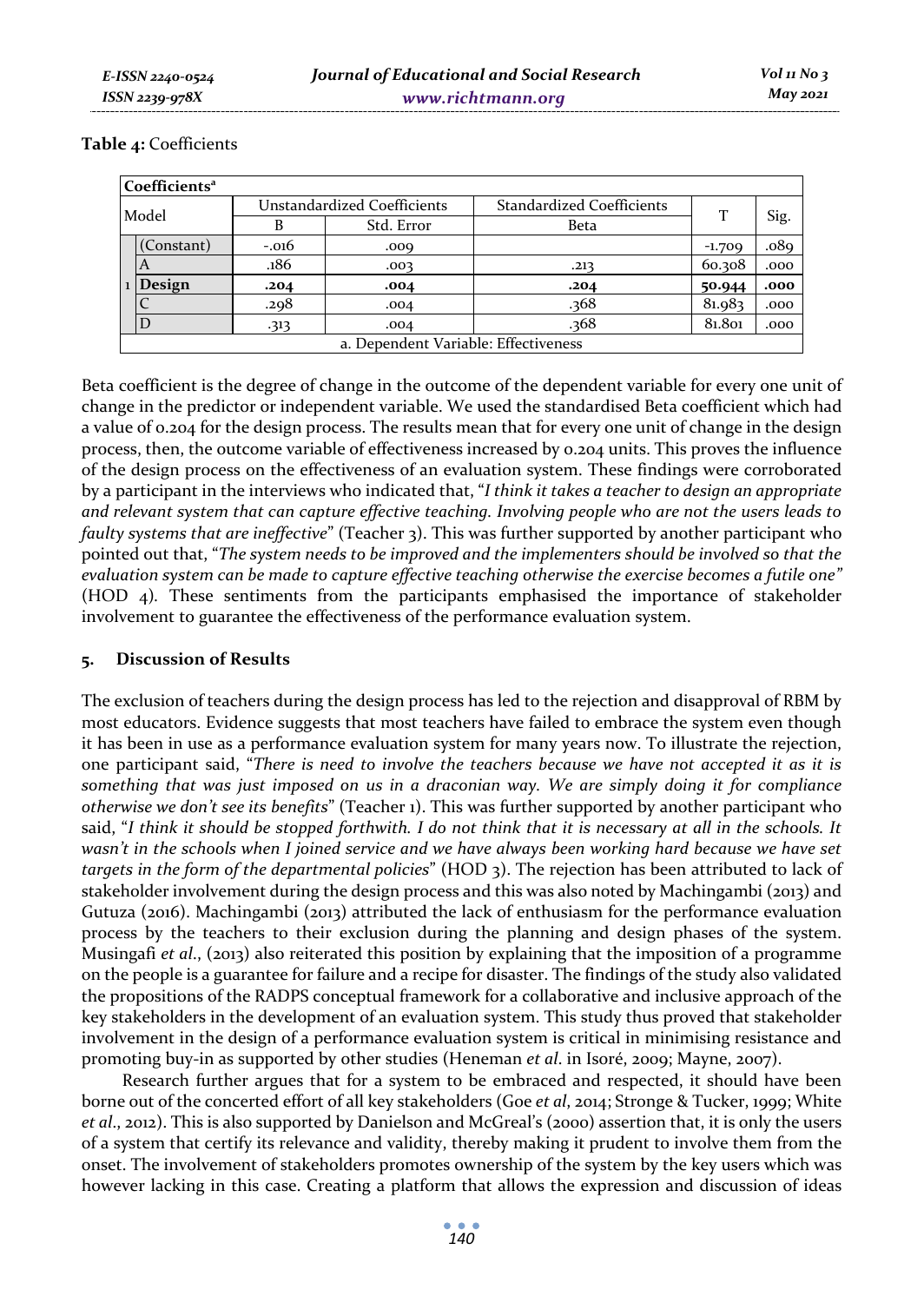**Table 4:** Coefficients

| Coefficients[a] | | | | | | |
|---|---|---|---|---|---|---|
| Model | | Unstandardized Coefficients | | Standardized Coefficients | T | Sig. |
| | | B | Std. Error | Beta | | |
| 1 | (Constant) | -.016 | .009 | | -1.709 | .089 |
| | A | .186 | .003 | .213 | 60.308 | .000 |
| | **Design** | **.204** | **.004** | **.204** | **50.944** | **.000** |
| | C | .298 | .004 | .368 | 81.983 | .000 |
| | D | .313 | .004 | .368 | 81.801 | .000 |

a. Dependent Variable: Effectiveness

Beta coefficient is the degree of change in the outcome of the dependent variable for every one unit of change in the predictor or independent variable. We used the standardised Beta coefficient which had a value of 0.204 for the design process. The results mean that for every one unit of change in the design process, then, the outcome variable of effectiveness increased by 0.204 units. This proves the influence of the design process on the effectiveness of an evaluation system. These findings were corroborated by a participant in the interviews who indicated that, "*I think it takes a teacher to design an appropriate and relevant system that can capture effective teaching. Involving people who are not the users leads to faulty systems that are ineffective*" (Teacher 3). This was further supported by another participant who pointed out that, "*The system needs to be improved and the implementers should be involved so that the evaluation system can be made to capture effective teaching otherwise the exercise becomes a futile one"* (HOD 4). These sentiments from the participants emphasised the importance of stakeholder involvement to guarantee the effectiveness of the performance evaluation system.

## 5. Discussion of Results

The exclusion of teachers during the design process has led to the rejection and disapproval of RBM by most educators. Evidence suggests that most teachers have failed to embrace the system even though it has been in use as a performance evaluation system for many years now. To illustrate the rejection, one participant said, "*There is need to involve the teachers because we have not accepted it as it is something that was just imposed on us in a draconian way. We are simply doing it for compliance otherwise we don't see its benefits*" (Teacher 1). This was further supported by another participant who said, "*I think it should be stopped forthwith. I do not think that it is necessary at all in the schools. It wasn't in the schools when I joined service and we have always been working hard because we have set targets in the form of the departmental policies*" (HOD 3). The rejection has been attributed to lack of stakeholder involvement during the design process and this was also noted by Machingambi (2013) and Gutuza (2016). Machingambi (2013) attributed the lack of enthusiasm for the performance evaluation process by the teachers to their exclusion during the planning and design phases of the system. Musingafi *et al*., (2013) also reiterated this position by explaining that the imposition of a programme on the people is a guarantee for failure and a recipe for disaster. The findings of the study also validated the propositions of the RADPS conceptual framework for a collaborative and inclusive approach of the key stakeholders in the development of an evaluation system. This study thus proved that stakeholder involvement in the design of a performance evaluation system is critical in minimising resistance and promoting buy-in as supported by other studies (Heneman *et al*. in Isoré, 2009; Mayne, 2007).

Research further argues that for a system to be embraced and respected, it should have been borne out of the concerted effort of all key stakeholders (Goe *et al*, 2014; Stronge & Tucker, 1999; White *et al*., 2012). This is also supported by Danielson and McGreal's (2000) assertion that, it is only the users of a system that certify its relevance and validity, thereby making it prudent to involve them from the onset. The involvement of stakeholders promotes ownership of the system by the key users which was however lacking in this case. Creating a platform that allows the expression and discussion of ideas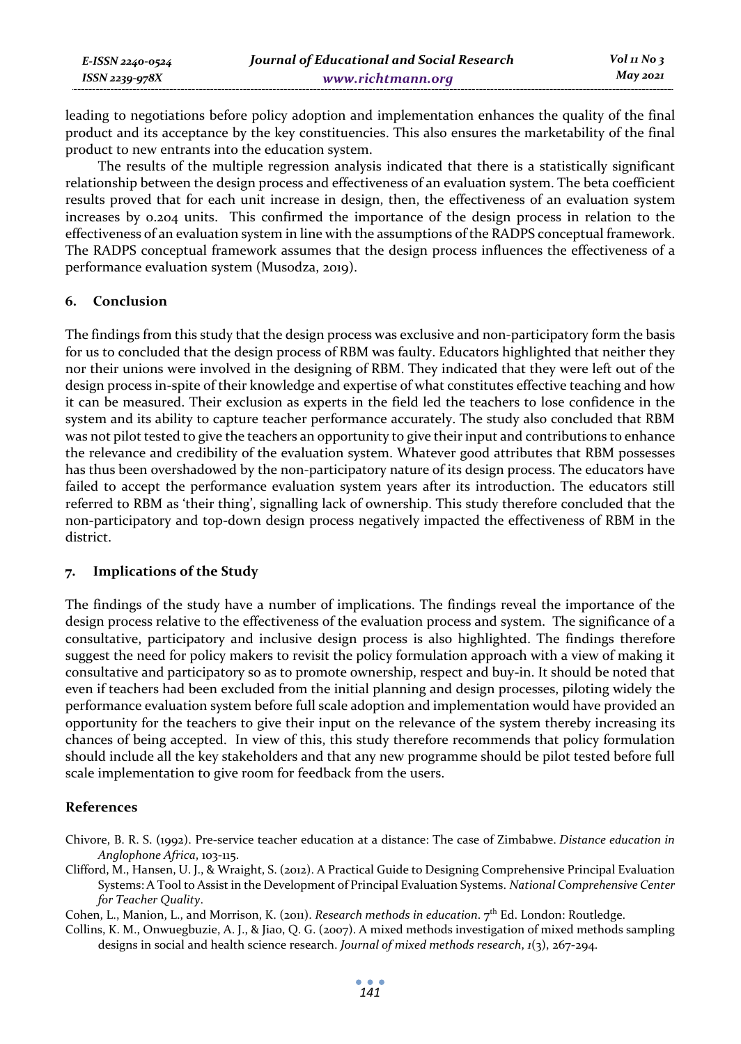leading to negotiations before policy adoption and implementation enhances the quality of the final product and its acceptance by the key constituencies. This also ensures the marketability of the final product to new entrants into the education system.

The results of the multiple regression analysis indicated that there is a statistically significant relationship between the design process and effectiveness of an evaluation system. The beta coefficient results proved that for each unit increase in design, then, the effectiveness of an evaluation system increases by 0.204 units. This confirmed the importance of the design process in relation to the effectiveness of an evaluation system in line with the assumptions of the RADPS conceptual framework. The RADPS conceptual framework assumes that the design process influences the effectiveness of a performance evaluation system (Musodza, 2019).

## 6. Conclusion

The findings from this study that the design process was exclusive and non-participatory form the basis for us to concluded that the design process of RBM was faulty. Educators highlighted that neither they nor their unions were involved in the designing of RBM. They indicated that they were left out of the design process in-spite of their knowledge and expertise of what constitutes effective teaching and how it can be measured. Their exclusion as experts in the field led the teachers to lose confidence in the system and its ability to capture teacher performance accurately. The study also concluded that RBM was not pilot tested to give the teachers an opportunity to give their input and contributions to enhance the relevance and credibility of the evaluation system. Whatever good attributes that RBM possesses has thus been overshadowed by the non-participatory nature of its design process. The educators have failed to accept the performance evaluation system years after its introduction. The educators still referred to RBM as 'their thing', signalling lack of ownership. This study therefore concluded that the non-participatory and top-down design process negatively impacted the effectiveness of RBM in the district.

## 7. Implications of the Study

The findings of the study have a number of implications. The findings reveal the importance of the design process relative to the effectiveness of the evaluation process and system. The significance of a consultative, participatory and inclusive design process is also highlighted. The findings therefore suggest the need for policy makers to revisit the policy formulation approach with a view of making it consultative and participatory so as to promote ownership, respect and buy-in. It should be noted that even if teachers had been excluded from the initial planning and design processes, piloting widely the performance evaluation system before full scale adoption and implementation would have provided an opportunity for the teachers to give their input on the relevance of the system thereby increasing its chances of being accepted. In view of this, this study therefore recommends that policy formulation should include all the key stakeholders and that any new programme should be pilot tested before full scale implementation to give room for feedback from the users.

## References

Chivore, B. R. S. (1992). Pre-service teacher education at a distance: The case of Zimbabwe. *Distance education in Anglophone Africa*, 103-115.

Clifford, M., Hansen, U. J., & Wraight, S. (2012). A Practical Guide to Designing Comprehensive Principal Evaluation Systems: A Tool to Assist in the Development of Principal Evaluation Systems. *National Comprehensive Center for Teacher Quality*.

Cohen, L., Manion, L., and Morrison, K. (2011). *Research methods in education*. 7th Ed. London: Routledge.

Collins, K. M., Onwuegbuzie, A. J., & Jiao, Q. G. (2007). A mixed methods investigation of mixed methods sampling designs in social and health science research. *Journal of mixed methods research*, *1*(3), 267-294.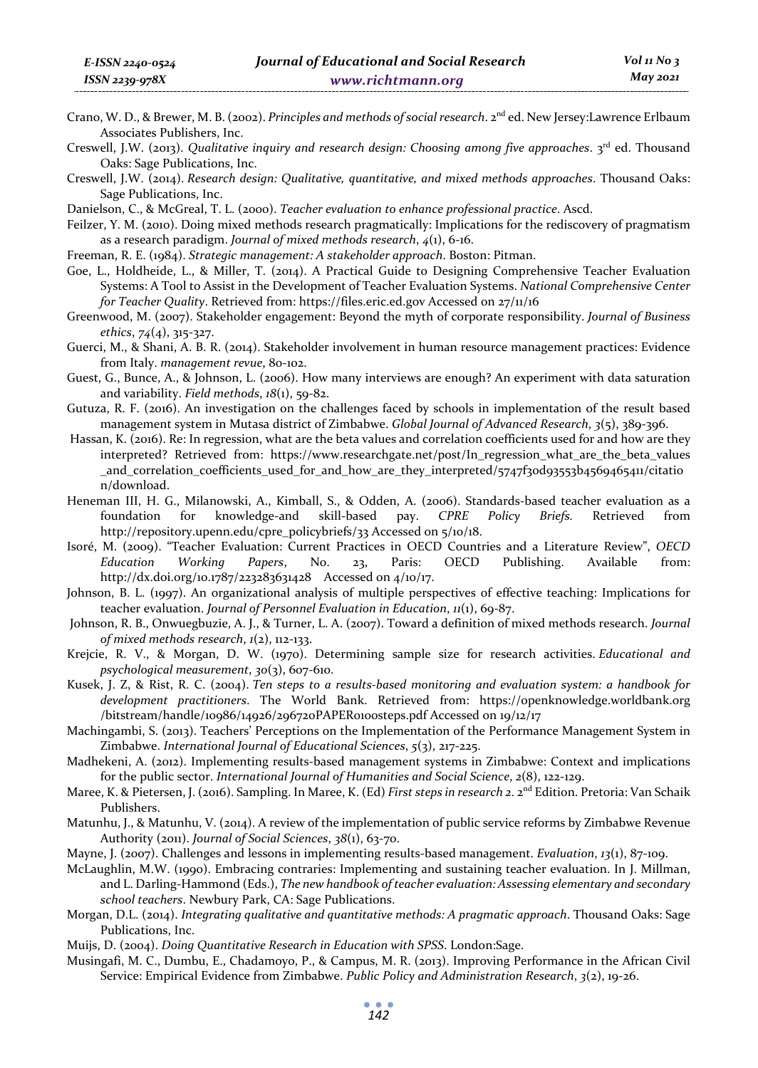Crano, W. D., & Brewer, M. B. (2002). *Principles and methods of social research*. 2nd ed. New Jersey:Lawrence Erlbaum Associates Publishers, Inc.

Creswell, J.W. (2013). *Qualitative inquiry and research design: Choosing among five approaches*. 3rd ed. Thousand Oaks: Sage Publications, Inc.

Creswell, J.W. (2014). *Research design: Qualitative, quantitative, and mixed methods approaches*. Thousand Oaks: Sage Publications, Inc.

Danielson, C., & McGreal, T. L. (2000). *Teacher evaluation to enhance professional practice*. Ascd.

Feilzer, Y. M. (2010). Doing mixed methods research pragmatically: Implications for the rediscovery of pragmatism as a research paradigm. *Journal of mixed methods research*, *4*(1), 6-16.

Freeman, R. E. (1984). *Strategic management: A stakeholder approach*. Boston: Pitman.

Goe, L., Holdheide, L., & Miller, T. (2014). A Practical Guide to Designing Comprehensive Teacher Evaluation Systems: A Tool to Assist in the Development of Teacher Evaluation Systems. *National Comprehensive Center for Teacher Quality*. Retrieved from: https://files.eric.ed.gov Accessed on 27/11/16

Greenwood, M. (2007). Stakeholder engagement: Beyond the myth of corporate responsibility. *Journal of Business ethics*, *74*(4), 315-327.

Guerci, M., & Shani, A. B. R. (2014). Stakeholder involvement in human resource management practices: Evidence from Italy. *management revue*, 80-102.

Guest, G., Bunce, A., & Johnson, L. (2006). How many interviews are enough? An experiment with data saturation and variability. *Field methods*, *18*(1), 59-82.

Gutuza, R. F. (2016). An investigation on the challenges faced by schools in implementation of the result based management system in Mutasa district of Zimbabwe. *Global Journal of Advanced Research*, *3*(5), 389-396.

Hassan, K. (2016). Re: In regression, what are the beta values and correlation coefficients used for and how are they interpreted? Retrieved from: https://www.researchgate.net/post/In_regression_what_are_the_beta_values_and_correlation_coefficients_used_for_and_how_are_they_interpreted/5747f30d93553b4569465411/citation/download.

Heneman III, H. G., Milanowski, A., Kimball, S., & Odden, A. (2006). Standards-based teacher evaluation as a foundation for knowledge-and skill-based pay. *CPRE Policy Briefs.* Retrieved from http://repository.upenn.edu/cpre_policybriefs/33 Accessed on 5/10/18.

Isoré, M. (2009). "Teacher Evaluation: Current Practices in OECD Countries and a Literature Review", *OECD Education Working Papers*, No. 23, Paris: OECD Publishing. Available from: http://dx.doi.org/10.1787/223283631428 Accessed on 4/10/17.

Johnson, B. L. (1997). An organizational analysis of multiple perspectives of effective teaching: Implications for teacher evaluation. *Journal of Personnel Evaluation in Education*, *11*(1), 69-87.

Johnson, R. B., Onwuegbuzie, A. J., & Turner, L. A. (2007). Toward a definition of mixed methods research. *Journal of mixed methods research*, *1*(2), 112-133.

Krejcie, R. V., & Morgan, D. W. (1970). Determining sample size for research activities. *Educational and psychological measurement*, *30*(3), 607-610.

Kusek, J. Z, & Rist, R. C. (2004). *Ten steps to a results-based monitoring and evaluation system: a handbook for development practitioners*. The World Bank. Retrieved from: https://openknowledge.worldbank.org/bitstream/handle/10986/14926/296720PAPER0100steps.pdf Accessed on 19/12/17

Machingambi, S. (2013). Teachers' Perceptions on the Implementation of the Performance Management System in Zimbabwe. *International Journal of Educational Sciences*, *5*(3), 217-225.

Madhekeni, A. (2012). Implementing results-based management systems in Zimbabwe: Context and implications for the public sector. *International Journal of Humanities and Social Science*, *2*(8), 122-129.

Maree, K. & Pietersen, J. (2016). Sampling. In Maree, K. (Ed) *First steps in research 2*. 2nd Edition. Pretoria: Van Schaik Publishers.

Matunhu, J., & Matunhu, V. (2014). A review of the implementation of public service reforms by Zimbabwe Revenue Authority (2011). *Journal of Social Sciences*, *38*(1), 63-70.

Mayne, J. (2007). Challenges and lessons in implementing results-based management. *Evaluation*, *13*(1), 87-109.

McLaughlin, M.W. (1990). Embracing contraries: Implementing and sustaining teacher evaluation. In J. Millman, and L. Darling-Hammond (Eds.), *The new handbook of teacher evaluation: Assessing elementary and secondary school teachers*. Newbury Park, CA: Sage Publications.

Morgan, D.L. (2014). *Integrating qualitative and quantitative methods: A pragmatic approach*. Thousand Oaks: Sage Publications, Inc.

Muijs, D. (2004). *Doing Quantitative Research in Education with SPSS.* London:Sage.

Musingafi, M. C., Dumbu, E., Chadamoyo, P., & Campus, M. R. (2013). Improving Performance in the African Civil Service: Empirical Evidence from Zimbabwe. *Public Policy and Administration Research*, *3*(2), 19-26.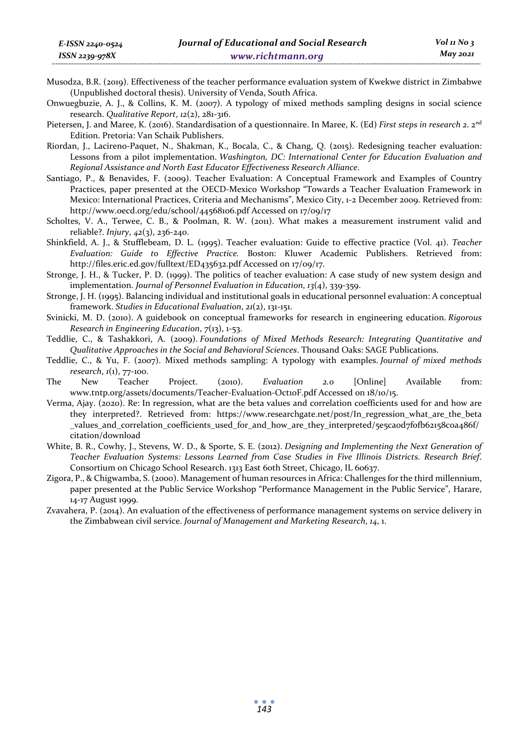Musodza, B.R. (2019). Effectiveness of the teacher performance evaluation system of Kwekwe district in Zimbabwe (Unpublished doctoral thesis). University of Venda, South Africa.

Onwuegbuzie, A. J., & Collins, K. M. (2007). A typology of mixed methods sampling designs in social science research. *Qualitative Report*, *12*(2), 281-316.

Pietersen, J. and Maree, K. (2016). Standardisation of a questionnaire. In Maree, K. (Ed) *First steps in research 2*. 2nd Edition. Pretoria: Van Schaik Publishers.

Riordan, J., Lacireno-Paquet, N., Shakman, K., Bocala, C., & Chang, Q. (2015). Redesigning teacher evaluation: Lessons from a pilot implementation. *Washington, DC: International Center for Education Evaluation and Regional Assistance and North East Educator Effectiveness Research Alliance*.

Santiago, P., & Benavides, F. (2009). Teacher Evaluation: A Conceptual Framework and Examples of Country Practices, paper presented at the OECD-Mexico Workshop "Towards a Teacher Evaluation Framework in Mexico: International Practices, Criteria and Mechanisms", Mexico City, 1-2 December 2009. Retrieved from: http://www.oecd.org/edu/school/44568106.pdf Accessed on 17/09/17

Scholtes, V. A., Terwee, C. B., & Poolman, R. W. (2011). What makes a measurement instrument valid and reliable?. *Injury*, *42*(3), 236-240.

Shinkfield, A. J., & Stufflebeam, D. L. (1995). Teacher evaluation: Guide to effective practice (Vol. 41). *Teacher Evaluation: Guide to Effective Practice.* Boston: Kluwer Academic Publishers. Retrieved from: http://files.eric.ed.gov/fulltext/ED435632.pdf Accessed on 17/09/17.

Stronge, J. H., & Tucker, P. D. (1999). The politics of teacher evaluation: A case study of new system design and implementation. *Journal of Personnel Evaluation in Education*, *13*(4), 339-359.

Stronge, J. H. (1995). Balancing individual and institutional goals in educational personnel evaluation: A conceptual framework. *Studies in Educational Evaluation*, *21*(2), 131-151.

Svinicki, M. D. (2010). A guidebook on conceptual frameworks for research in engineering education. *Rigorous Research in Engineering Education*, *7*(13), 1-53.

Teddlie, C., & Tashakkori, A. (2009). *Foundations of Mixed Methods Research: Integrating Quantitative and Qualitative Approaches in the Social and Behavioral Sciences*. Thousand Oaks: SAGE Publications.

Teddlie, C., & Yu, F. (2007). Mixed methods sampling: A typology with examples. *Journal of mixed methods research*, *1*(1), 77-100.

The New Teacher Project. (2010). *Evaluation 2.0* [Online] Available from: www.tntp.org/assets/documents/Teacher-Evaluation-Oct10F.pdf Accessed on 18/10/15.

Verma, Ajay. (2020). Re: In regression, what are the beta values and correlation coefficients used for and how are they interpreted?. Retrieved from: https://www.researchgate.net/post/In_regression_what_are_the_beta_values_and_correlation_coefficients_used_for_and_how_are_they_interpreted/5e5ca0d7f0fb62158c0a486f/citation/download

White, B. R., Cowhy, J., Stevens, W. D., & Sporte, S. E. (2012). *Designing and Implementing the Next Generation of Teacher Evaluation Systems: Lessons Learned from Case Studies in Five Illinois Districts. Research Brief*. Consortium on Chicago School Research. 1313 East 60th Street, Chicago, IL 60637.

Zigora, P., & Chigwamba, S. (2000). Management of human resources in Africa: Challenges for the third millennium, paper presented at the Public Service Workshop "Performance Management in the Public Service", Harare, 14-17 August 1999.

Zvavahera, P. (2014). An evaluation of the effectiveness of performance management systems on service delivery in the Zimbabwean civil service. *Journal of Management and Marketing Research*, *14*, 1.